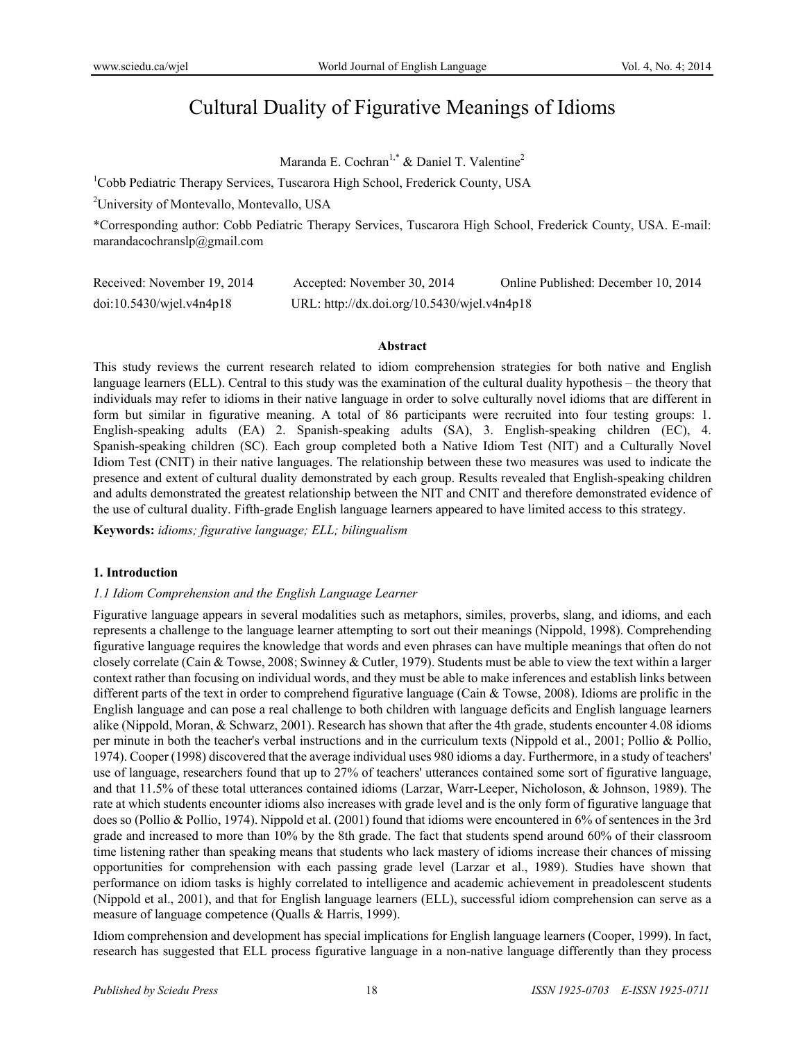# Cultural Duality of Figurative Meanings of Idioms

Maranda E. Cochran[1,*] & Daniel T. Valentine[2]

[1]Cobb Pediatric Therapy Services, Tuscarora High School, Frederick County, USA

[2]University of Montevallo, Montevallo, USA

*Corresponding author: Cobb Pediatric Therapy Services, Tuscarora High School, Frederick County, USA. E-mail: marandacochranslp@gmail.com

Received: November 19, 2014 Accepted: November 30, 2014 Online Published: December 10, 2014

doi:10.5430/wjel.v4n4p18 URL: http://dx.doi.org/10.5430/wjel.v4n4p18

## Abstract

This study reviews the current research related to idiom comprehension strategies for both native and English language learners (ELL). Central to this study was the examination of the cultural duality hypothesis – the theory that individuals may refer to idioms in their native language in order to solve culturally novel idioms that are different in form but similar in figurative meaning. A total of 86 participants were recruited into four testing groups: 1. English-speaking adults (EA) 2. Spanish-speaking adults (SA), 3. English-speaking children (EC), 4. Spanish-speaking children (SC). Each group completed both a Native Idiom Test (NIT) and a Culturally Novel Idiom Test (CNIT) in their native languages. The relationship between these two measures was used to indicate the presence and extent of cultural duality demonstrated by each group. Results revealed that English-speaking children and adults demonstrated the greatest relationship between the NIT and CNIT and therefore demonstrated evidence of the use of cultural duality. Fifth-grade English language learners appeared to have limited access to this strategy.

**Keywords:** *idioms; figurative language; ELL; bilingualism*

## 1. Introduction

### *1.1 Idiom Comprehension and the English Language Learner*

Figurative language appears in several modalities such as metaphors, similes, proverbs, slang, and idioms, and each represents a challenge to the language learner attempting to sort out their meanings (Nippold, 1998). Comprehending figurative language requires the knowledge that words and even phrases can have multiple meanings that often do not closely correlate (Cain & Towse, 2008; Swinney & Cutler, 1979). Students must be able to view the text within a larger context rather than focusing on individual words, and they must be able to make inferences and establish links between different parts of the text in order to comprehend figurative language (Cain & Towse, 2008). Idioms are prolific in the English language and can pose a real challenge to both children with language deficits and English language learners alike (Nippold, Moran, & Schwarz, 2001). Research has shown that after the 4th grade, students encounter 4.08 idioms per minute in both the teacher's verbal instructions and in the curriculum texts (Nippold et al., 2001; Pollio & Pollio, 1974). Cooper (1998) discovered that the average individual uses 980 idioms a day. Furthermore, in a study of teachers' use of language, researchers found that up to 27% of teachers' utterances contained some sort of figurative language, and that 11.5% of these total utterances contained idioms (Larzar, Warr-Leeper, Nicholoson, & Johnson, 1989). The rate at which students encounter idioms also increases with grade level and is the only form of figurative language that does so (Pollio & Pollio, 1974). Nippold et al. (2001) found that idioms were encountered in 6% of sentences in the 3rd grade and increased to more than 10% by the 8th grade. The fact that students spend around 60% of their classroom time listening rather than speaking means that students who lack mastery of idioms increase their chances of missing opportunities for comprehension with each passing grade level (Larzar et al., 1989). Studies have shown that performance on idiom tasks is highly correlated to intelligence and academic achievement in preadolescent students (Nippold et al., 2001), and that for English language learners (ELL), successful idiom comprehension can serve as a measure of language competence (Qualls & Harris, 1999).

Idiom comprehension and development has special implications for English language learners (Cooper, 1999). In fact, research has suggested that ELL process figurative language in a non-native language differently than they process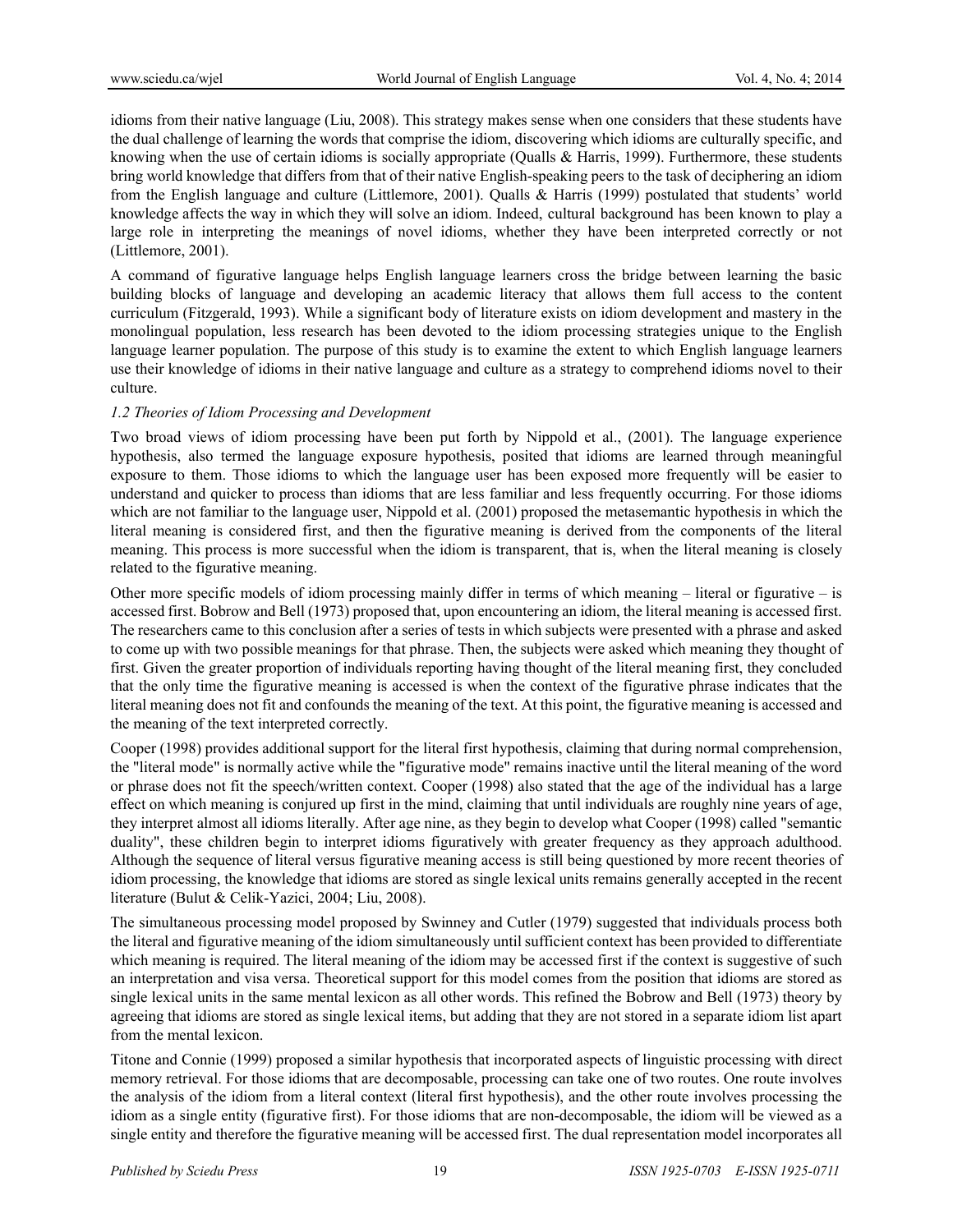idioms from their native language (Liu, 2008). This strategy makes sense when one considers that these students have the dual challenge of learning the words that comprise the idiom, discovering which idioms are culturally specific, and knowing when the use of certain idioms is socially appropriate (Qualls & Harris, 1999). Furthermore, these students bring world knowledge that differs from that of their native English-speaking peers to the task of deciphering an idiom from the English language and culture (Littlemore, 2001). Qualls & Harris (1999) postulated that students' world knowledge affects the way in which they will solve an idiom. Indeed, cultural background has been known to play a large role in interpreting the meanings of novel idioms, whether they have been interpreted correctly or not (Littlemore, 2001).

A command of figurative language helps English language learners cross the bridge between learning the basic building blocks of language and developing an academic literacy that allows them full access to the content curriculum (Fitzgerald, 1993). While a significant body of literature exists on idiom development and mastery in the monolingual population, less research has been devoted to the idiom processing strategies unique to the English language learner population. The purpose of this study is to examine the extent to which English language learners use their knowledge of idioms in their native language and culture as a strategy to comprehend idioms novel to their culture.

### *1.2 Theories of Idiom Processing and Development*

Two broad views of idiom processing have been put forth by Nippold et al., (2001). The language experience hypothesis, also termed the language exposure hypothesis, posited that idioms are learned through meaningful exposure to them. Those idioms to which the language user has been exposed more frequently will be easier to understand and quicker to process than idioms that are less familiar and less frequently occurring. For those idioms which are not familiar to the language user, Nippold et al. (2001) proposed the metasemantic hypothesis in which the literal meaning is considered first, and then the figurative meaning is derived from the components of the literal meaning. This process is more successful when the idiom is transparent, that is, when the literal meaning is closely related to the figurative meaning.

Other more specific models of idiom processing mainly differ in terms of which meaning – literal or figurative – is accessed first. Bobrow and Bell (1973) proposed that, upon encountering an idiom, the literal meaning is accessed first. The researchers came to this conclusion after a series of tests in which subjects were presented with a phrase and asked to come up with two possible meanings for that phrase. Then, the subjects were asked which meaning they thought of first. Given the greater proportion of individuals reporting having thought of the literal meaning first, they concluded that the only time the figurative meaning is accessed is when the context of the figurative phrase indicates that the literal meaning does not fit and confounds the meaning of the text. At this point, the figurative meaning is accessed and the meaning of the text interpreted correctly.

Cooper (1998) provides additional support for the literal first hypothesis, claiming that during normal comprehension, the "literal mode" is normally active while the "figurative mode" remains inactive until the literal meaning of the word or phrase does not fit the speech/written context. Cooper (1998) also stated that the age of the individual has a large effect on which meaning is conjured up first in the mind, claiming that until individuals are roughly nine years of age, they interpret almost all idioms literally. After age nine, as they begin to develop what Cooper (1998) called "semantic duality", these children begin to interpret idioms figuratively with greater frequency as they approach adulthood. Although the sequence of literal versus figurative meaning access is still being questioned by more recent theories of idiom processing, the knowledge that idioms are stored as single lexical units remains generally accepted in the recent literature (Bulut & Celik-Yazici, 2004; Liu, 2008).

The simultaneous processing model proposed by Swinney and Cutler (1979) suggested that individuals process both the literal and figurative meaning of the idiom simultaneously until sufficient context has been provided to differentiate which meaning is required. The literal meaning of the idiom may be accessed first if the context is suggestive of such an interpretation and visa versa. Theoretical support for this model comes from the position that idioms are stored as single lexical units in the same mental lexicon as all other words. This refined the Bobrow and Bell (1973) theory by agreeing that idioms are stored as single lexical items, but adding that they are not stored in a separate idiom list apart from the mental lexicon.

Titone and Connie (1999) proposed a similar hypothesis that incorporated aspects of linguistic processing with direct memory retrieval. For those idioms that are decomposable, processing can take one of two routes. One route involves the analysis of the idiom from a literal context (literal first hypothesis), and the other route involves processing the idiom as a single entity (figurative first). For those idioms that are non-decomposable, the idiom will be viewed as a single entity and therefore the figurative meaning will be accessed first. The dual representation model incorporates all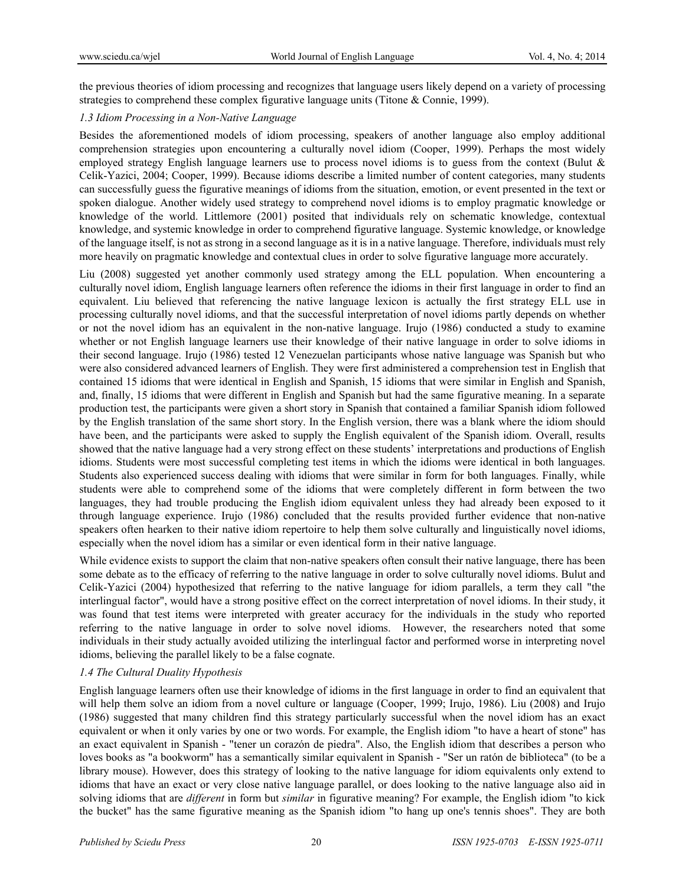the previous theories of idiom processing and recognizes that language users likely depend on a variety of processing strategies to comprehend these complex figurative language units (Titone & Connie, 1999).

### *1.3 Idiom Processing in a Non-Native Language*

Besides the aforementioned models of idiom processing, speakers of another language also employ additional comprehension strategies upon encountering a culturally novel idiom (Cooper, 1999). Perhaps the most widely employed strategy English language learners use to process novel idioms is to guess from the context (Bulut & Celik-Yazici, 2004; Cooper, 1999). Because idioms describe a limited number of content categories, many students can successfully guess the figurative meanings of idioms from the situation, emotion, or event presented in the text or spoken dialogue. Another widely used strategy to comprehend novel idioms is to employ pragmatic knowledge or knowledge of the world. Littlemore (2001) posited that individuals rely on schematic knowledge, contextual knowledge, and systemic knowledge in order to comprehend figurative language. Systemic knowledge, or knowledge of the language itself, is not as strong in a second language as it is in a native language. Therefore, individuals must rely more heavily on pragmatic knowledge and contextual clues in order to solve figurative language more accurately.

Liu (2008) suggested yet another commonly used strategy among the ELL population. When encountering a culturally novel idiom, English language learners often reference the idioms in their first language in order to find an equivalent. Liu believed that referencing the native language lexicon is actually the first strategy ELL use in processing culturally novel idioms, and that the successful interpretation of novel idioms partly depends on whether or not the novel idiom has an equivalent in the non-native language. Irujo (1986) conducted a study to examine whether or not English language learners use their knowledge of their native language in order to solve idioms in their second language. Irujo (1986) tested 12 Venezuelan participants whose native language was Spanish but who were also considered advanced learners of English. They were first administered a comprehension test in English that contained 15 idioms that were identical in English and Spanish, 15 idioms that were similar in English and Spanish, and, finally, 15 idioms that were different in English and Spanish but had the same figurative meaning. In a separate production test, the participants were given a short story in Spanish that contained a familiar Spanish idiom followed by the English translation of the same short story. In the English version, there was a blank where the idiom should have been, and the participants were asked to supply the English equivalent of the Spanish idiom. Overall, results showed that the native language had a very strong effect on these students' interpretations and productions of English idioms. Students were most successful completing test items in which the idioms were identical in both languages. Students also experienced success dealing with idioms that were similar in form for both languages. Finally, while students were able to comprehend some of the idioms that were completely different in form between the two languages, they had trouble producing the English idiom equivalent unless they had already been exposed to it through language experience. Irujo (1986) concluded that the results provided further evidence that non-native speakers often hearken to their native idiom repertoire to help them solve culturally and linguistically novel idioms, especially when the novel idiom has a similar or even identical form in their native language.

While evidence exists to support the claim that non-native speakers often consult their native language, there has been some debate as to the efficacy of referring to the native language in order to solve culturally novel idioms. Bulut and Celik-Yazici (2004) hypothesized that referring to the native language for idiom parallels, a term they call "the interlingual factor", would have a strong positive effect on the correct interpretation of novel idioms. In their study, it was found that test items were interpreted with greater accuracy for the individuals in the study who reported referring to the native language in order to solve novel idioms. However, the researchers noted that some individuals in their study actually avoided utilizing the interlingual factor and performed worse in interpreting novel idioms, believing the parallel likely to be a false cognate.

### *1.4 The Cultural Duality Hypothesis*

English language learners often use their knowledge of idioms in the first language in order to find an equivalent that will help them solve an idiom from a novel culture or language (Cooper, 1999; Irujo, 1986). Liu (2008) and Irujo (1986) suggested that many children find this strategy particularly successful when the novel idiom has an exact equivalent or when it only varies by one or two words. For example, the English idiom "to have a heart of stone" has an exact equivalent in Spanish - "tener un corazón de piedra". Also, the English idiom that describes a person who loves books as "a bookworm" has a semantically similar equivalent in Spanish - "Ser un ratón de biblioteca" (to be a library mouse). However, does this strategy of looking to the native language for idiom equivalents only extend to idioms that have an exact or very close native language parallel, or does looking to the native language also aid in solving idioms that are *different* in form but *similar* in figurative meaning? For example, the English idiom "to kick the bucket" has the same figurative meaning as the Spanish idiom "to hang up one's tennis shoes". They are both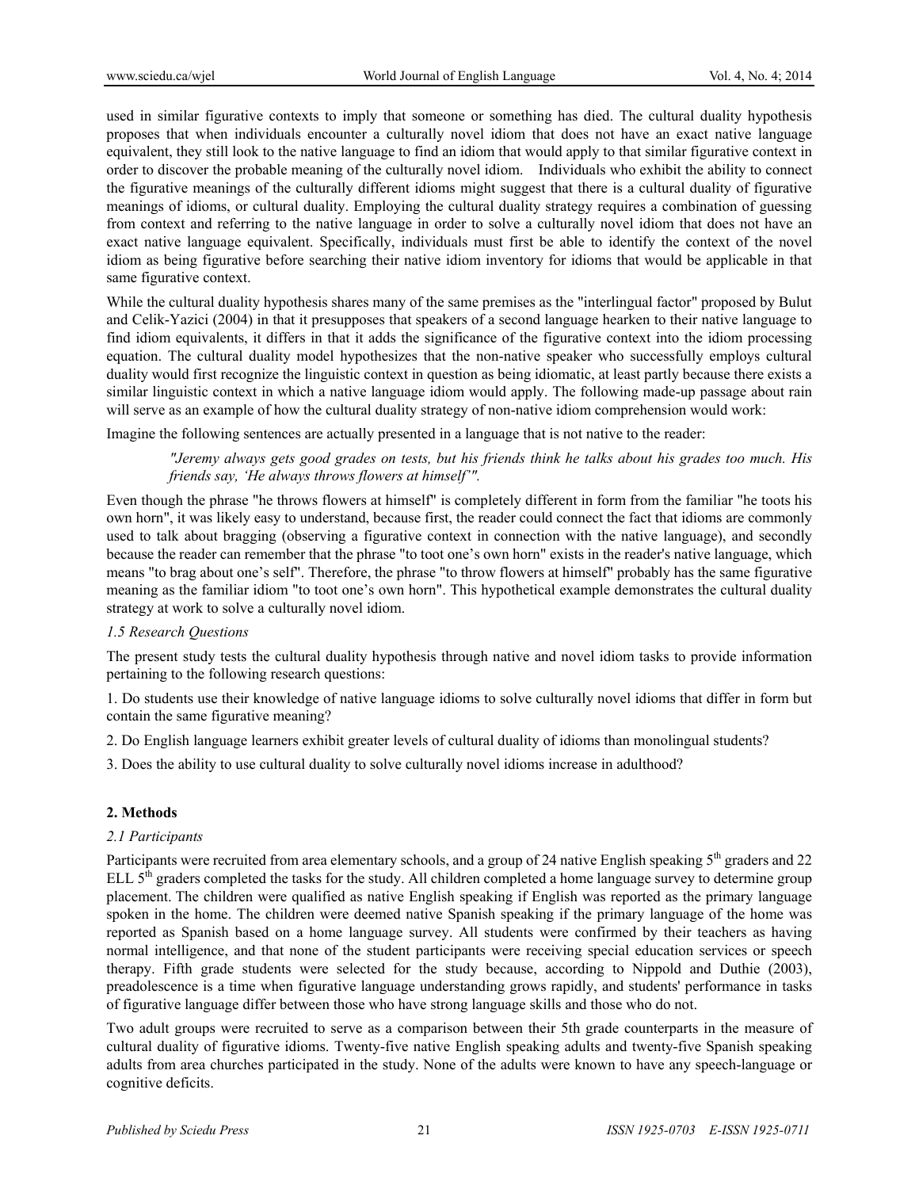used in similar figurative contexts to imply that someone or something has died. The cultural duality hypothesis proposes that when individuals encounter a culturally novel idiom that does not have an exact native language equivalent, they still look to the native language to find an idiom that would apply to that similar figurative context in order to discover the probable meaning of the culturally novel idiom. Individuals who exhibit the ability to connect the figurative meanings of the culturally different idioms might suggest that there is a cultural duality of figurative meanings of idioms, or cultural duality. Employing the cultural duality strategy requires a combination of guessing from context and referring to the native language in order to solve a culturally novel idiom that does not have an exact native language equivalent. Specifically, individuals must first be able to identify the context of the novel idiom as being figurative before searching their native idiom inventory for idioms that would be applicable in that same figurative context.

While the cultural duality hypothesis shares many of the same premises as the "interlingual factor" proposed by Bulut and Celik-Yazici (2004) in that it presupposes that speakers of a second language hearken to their native language to find idiom equivalents, it differs in that it adds the significance of the figurative context into the idiom processing equation. The cultural duality model hypothesizes that the non-native speaker who successfully employs cultural duality would first recognize the linguistic context in question as being idiomatic, at least partly because there exists a similar linguistic context in which a native language idiom would apply. The following made-up passage about rain will serve as an example of how the cultural duality strategy of non-native idiom comprehension would work:

Imagine the following sentences are actually presented in a language that is not native to the reader:

> *"Jeremy always gets good grades on tests, but his friends think he talks about his grades too much. His friends say, 'He always throws flowers at himself'".*

Even though the phrase "he throws flowers at himself" is completely different in form from the familiar "he toots his own horn", it was likely easy to understand, because first, the reader could connect the fact that idioms are commonly used to talk about bragging (observing a figurative context in connection with the native language), and secondly because the reader can remember that the phrase "to toot one's own horn" exists in the reader's native language, which means "to brag about one's self". Therefore, the phrase "to throw flowers at himself" probably has the same figurative meaning as the familiar idiom "to toot one's own horn". This hypothetical example demonstrates the cultural duality strategy at work to solve a culturally novel idiom.

### *1.5 Research Questions*

The present study tests the cultural duality hypothesis through native and novel idiom tasks to provide information pertaining to the following research questions:

1. Do students use their knowledge of native language idioms to solve culturally novel idioms that differ in form but contain the same figurative meaning?

2. Do English language learners exhibit greater levels of cultural duality of idioms than monolingual students?

3. Does the ability to use cultural duality to solve culturally novel idioms increase in adulthood?

## **2. Methods**

### *2.1 Participants*

Participants were recruited from area elementary schools, and a group of 24 native English speaking 5th graders and 22 ELL 5th graders completed the tasks for the study. All children completed a home language survey to determine group placement. The children were qualified as native English speaking if English was reported as the primary language spoken in the home. The children were deemed native Spanish speaking if the primary language of the home was reported as Spanish based on a home language survey. All students were confirmed by their teachers as having normal intelligence, and that none of the student participants were receiving special education services or speech therapy. Fifth grade students were selected for the study because, according to Nippold and Duthie (2003), preadolescence is a time when figurative language understanding grows rapidly, and students' performance in tasks of figurative language differ between those who have strong language skills and those who do not.

Two adult groups were recruited to serve as a comparison between their 5th grade counterparts in the measure of cultural duality of figurative idioms. Twenty-five native English speaking adults and twenty-five Spanish speaking adults from area churches participated in the study. None of the adults were known to have any speech-language or cognitive deficits.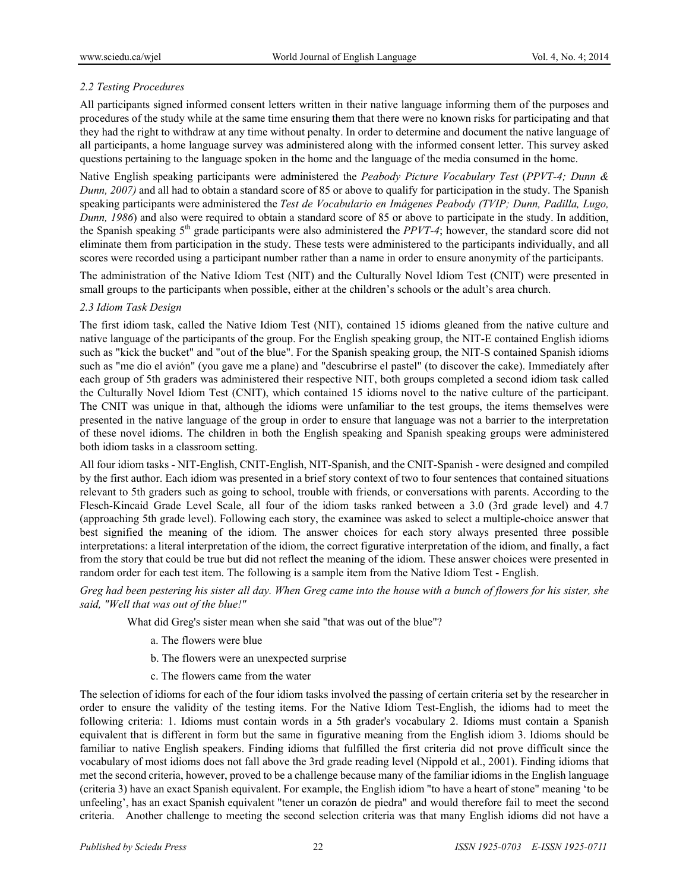### *2.2 Testing Procedures*

All participants signed informed consent letters written in their native language informing them of the purposes and procedures of the study while at the same time ensuring them that there were no known risks for participating and that they had the right to withdraw at any time without penalty. In order to determine and document the native language of all participants, a home language survey was administered along with the informed consent letter. This survey asked questions pertaining to the language spoken in the home and the language of the media consumed in the home.

Native English speaking participants were administered the *Peabody Picture Vocabulary Test* (*PPVT-4; Dunn & Dunn, 2007)* and all had to obtain a standard score of 85 or above to qualify for participation in the study. The Spanish speaking participants were administered the *Test de Vocabulario en Imágenes Peabody (TVIP; Dunn, Padilla, Lugo, Dunn, 1986*) and also were required to obtain a standard score of 85 or above to participate in the study. In addition, the Spanish speaking 5th grade participants were also administered the *PPVT-4*; however, the standard score did not eliminate them from participation in the study. These tests were administered to the participants individually, and all scores were recorded using a participant number rather than a name in order to ensure anonymity of the participants.

The administration of the Native Idiom Test (NIT) and the Culturally Novel Idiom Test (CNIT) were presented in small groups to the participants when possible, either at the children's schools or the adult's area church.

### *2.3 Idiom Task Design*

The first idiom task, called the Native Idiom Test (NIT), contained 15 idioms gleaned from the native culture and native language of the participants of the group. For the English speaking group, the NIT-E contained English idioms such as "kick the bucket" and "out of the blue". For the Spanish speaking group, the NIT-S contained Spanish idioms such as "me dio el avión" (you gave me a plane) and "descubrirse el pastel" (to discover the cake). Immediately after each group of 5th graders was administered their respective NIT, both groups completed a second idiom task called the Culturally Novel Idiom Test (CNIT), which contained 15 idioms novel to the native culture of the participant. The CNIT was unique in that, although the idioms were unfamiliar to the test groups, the items themselves were presented in the native language of the group in order to ensure that language was not a barrier to the interpretation of these novel idioms. The children in both the English speaking and Spanish speaking groups were administered both idiom tasks in a classroom setting.

All four idiom tasks - NIT-English, CNIT-English, NIT-Spanish, and the CNIT-Spanish - were designed and compiled by the first author. Each idiom was presented in a brief story context of two to four sentences that contained situations relevant to 5th graders such as going to school, trouble with friends, or conversations with parents. According to the Flesch-Kincaid Grade Level Scale, all four of the idiom tasks ranked between a 3.0 (3rd grade level) and 4.7 (approaching 5th grade level). Following each story, the examinee was asked to select a multiple-choice answer that best signified the meaning of the idiom. The answer choices for each story always presented three possible interpretations: a literal interpretation of the idiom, the correct figurative interpretation of the idiom, and finally, a fact from the story that could be true but did not reflect the meaning of the idiom. These answer choices were presented in random order for each test item. The following is a sample item from the Native Idiom Test - English.

*Greg had been pestering his sister all day. When Greg came into the house with a bunch of flowers for his sister, she said, "Well that was out of the blue!"*

What did Greg's sister mean when she said "that was out of the blue"?

a. The flowers were blue

b. The flowers were an unexpected surprise

c. The flowers came from the water

The selection of idioms for each of the four idiom tasks involved the passing of certain criteria set by the researcher in order to ensure the validity of the testing items. For the Native Idiom Test-English, the idioms had to meet the following criteria: 1. Idioms must contain words in a 5th grader's vocabulary 2. Idioms must contain a Spanish equivalent that is different in form but the same in figurative meaning from the English idiom 3. Idioms should be familiar to native English speakers. Finding idioms that fulfilled the first criteria did not prove difficult since the vocabulary of most idioms does not fall above the 3rd grade reading level (Nippold et al., 2001). Finding idioms that met the second criteria, however, proved to be a challenge because many of the familiar idioms in the English language (criteria 3) have an exact Spanish equivalent. For example, the English idiom "to have a heart of stone" meaning 'to be unfeeling', has an exact Spanish equivalent "tener un corazón de piedra" and would therefore fail to meet the second criteria. Another challenge to meeting the second selection criteria was that many English idioms did not have a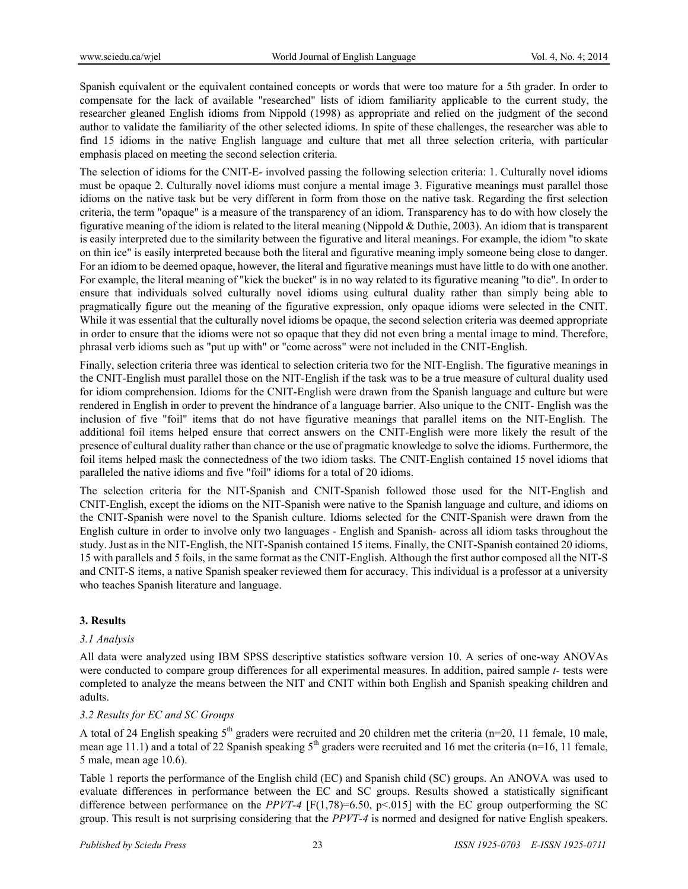Spanish equivalent or the equivalent contained concepts or words that were too mature for a 5th grader. In order to compensate for the lack of available "researched" lists of idiom familiarity applicable to the current study, the researcher gleaned English idioms from Nippold (1998) as appropriate and relied on the judgment of the second author to validate the familiarity of the other selected idioms. In spite of these challenges, the researcher was able to find 15 idioms in the native English language and culture that met all three selection criteria, with particular emphasis placed on meeting the second selection criteria.

The selection of idioms for the CNIT-E- involved passing the following selection criteria: 1. Culturally novel idioms must be opaque 2. Culturally novel idioms must conjure a mental image 3. Figurative meanings must parallel those idioms on the native task but be very different in form from those on the native task. Regarding the first selection criteria, the term "opaque" is a measure of the transparency of an idiom. Transparency has to do with how closely the figurative meaning of the idiom is related to the literal meaning (Nippold & Duthie, 2003). An idiom that is transparent is easily interpreted due to the similarity between the figurative and literal meanings. For example, the idiom "to skate on thin ice" is easily interpreted because both the literal and figurative meaning imply someone being close to danger. For an idiom to be deemed opaque, however, the literal and figurative meanings must have little to do with one another. For example, the literal meaning of "kick the bucket" is in no way related to its figurative meaning "to die". In order to ensure that individuals solved culturally novel idioms using cultural duality rather than simply being able to pragmatically figure out the meaning of the figurative expression, only opaque idioms were selected in the CNIT. While it was essential that the culturally novel idioms be opaque, the second selection criteria was deemed appropriate in order to ensure that the idioms were not so opaque that they did not even bring a mental image to mind. Therefore, phrasal verb idioms such as "put up with" or "come across" were not included in the CNIT-English.

Finally, selection criteria three was identical to selection criteria two for the NIT-English. The figurative meanings in the CNIT-English must parallel those on the NIT-English if the task was to be a true measure of cultural duality used for idiom comprehension. Idioms for the CNIT-English were drawn from the Spanish language and culture but were rendered in English in order to prevent the hindrance of a language barrier. Also unique to the CNIT- English was the inclusion of five "foil" items that do not have figurative meanings that parallel items on the NIT-English. The additional foil items helped ensure that correct answers on the CNIT-English were more likely the result of the presence of cultural duality rather than chance or the use of pragmatic knowledge to solve the idioms. Furthermore, the foil items helped mask the connectedness of the two idiom tasks. The CNIT-English contained 15 novel idioms that paralleled the native idioms and five "foil" idioms for a total of 20 idioms.

The selection criteria for the NIT-Spanish and CNIT-Spanish followed those used for the NIT-English and CNIT-English, except the idioms on the NIT-Spanish were native to the Spanish language and culture, and idioms on the CNIT-Spanish were novel to the Spanish culture. Idioms selected for the CNIT-Spanish were drawn from the English culture in order to involve only two languages - English and Spanish- across all idiom tasks throughout the study. Just as in the NIT-English, the NIT-Spanish contained 15 items. Finally, the CNIT-Spanish contained 20 idioms, 15 with parallels and 5 foils, in the same format as the CNIT-English. Although the first author composed all the NIT-S and CNIT-S items, a native Spanish speaker reviewed them for accuracy. This individual is a professor at a university who teaches Spanish literature and language.

## 3. Results

### *3.1 Analysis*

All data were analyzed using IBM SPSS descriptive statistics software version 10. A series of one-way ANOVAs were conducted to compare group differences for all experimental measures. In addition, paired sample *t*- tests were completed to analyze the means between the NIT and CNIT within both English and Spanish speaking children and adults.

### *3.2 Results for EC and SC Groups*

A total of 24 English speaking 5th graders were recruited and 20 children met the criteria (n=20, 11 female, 10 male, mean age 11.1) and a total of 22 Spanish speaking 5th graders were recruited and 16 met the criteria (n=16, 11 female, 5 male, mean age 10.6).

Table 1 reports the performance of the English child (EC) and Spanish child (SC) groups. An ANOVA was used to evaluate differences in performance between the EC and SC groups. Results showed a statistically significant difference between performance on the *PPVT-4* [$F(1,78)=6.50$, $p<.015$] with the EC group outperforming the SC group. This result is not surprising considering that the *PPVT-4* is normed and designed for native English speakers.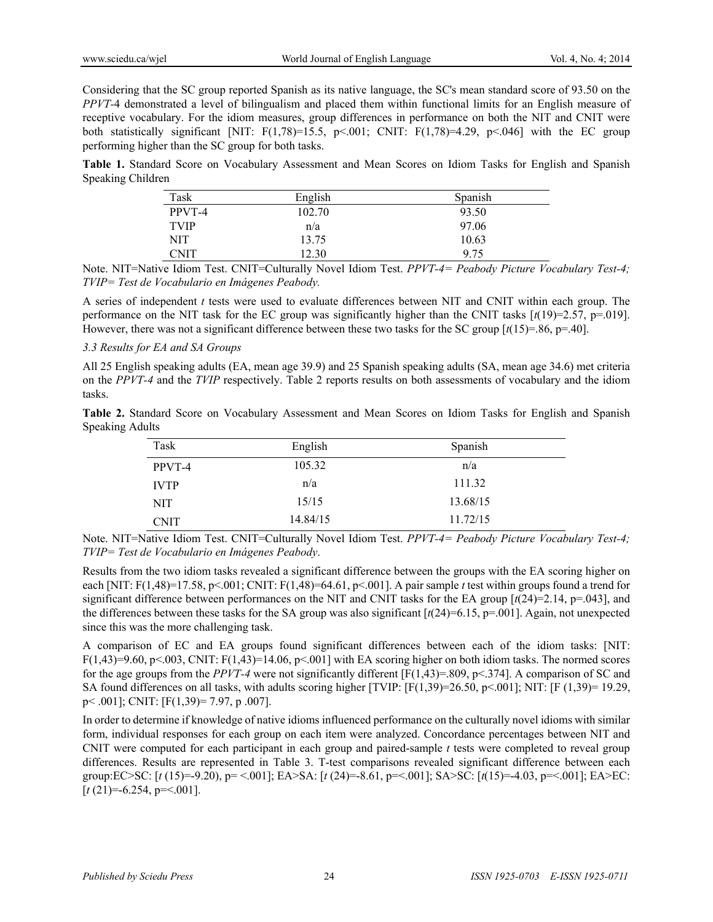Considering that the SC group reported Spanish as its native language, the SC's mean standard score of 93.50 on the *PPVT*-4 demonstrated a level of bilingualism and placed them within functional limits for an English measure of receptive vocabulary. For the idiom measures, group differences in performance on both the NIT and CNIT were both statistically significant [NIT: $F(1,78)=15.5$, $p<.001$; CNIT: $F(1,78)=4.29$, $p<.046$] with the EC group performing higher than the SC group for both tasks.

**Table 1.** Standard Score on Vocabulary Assessment and Mean Scores on Idiom Tasks for English and Spanish Speaking Children

| Task | English | Spanish |
|---|---|---|
| PPVT-4 | 102.70 | 93.50 |
| TVIP | n/a | 97.06 |
| NIT | 13.75 | 10.63 |
| CNIT | 12.30 | 9.75 |

Note. NIT=Native Idiom Test. CNIT=Culturally Novel Idiom Test. *PPVT-4= Peabody Picture Vocabulary Test-4; TVIP= Test de Vocabulario en Imágenes Peabody.*

A series of independent *t* tests were used to evaluate differences between NIT and CNIT within each group. The performance on the NIT task for the EC group was significantly higher than the CNIT tasks [$t(19)=2.57$, $p=.019$]. However, there was not a significant difference between these two tasks for the SC group [$t(15)=.86$, $p=.40$].

*3.3 Results for EA and SA Groups*

All 25 English speaking adults (EA, mean age 39.9) and 25 Spanish speaking adults (SA, mean age 34.6) met criteria on the *PPVT-4* and the *TVIP* respectively. Table 2 reports results on both assessments of vocabulary and the idiom tasks.

**Table 2.** Standard Score on Vocabulary Assessment and Mean Scores on Idiom Tasks for English and Spanish Speaking Adults

| Task | English | Spanish |
|---|---|---|
| PPVT-4 | 105.32 | n/a |
| IVTP | n/a | 111.32 |
| NIT | 15/15 | 13.68/15 |
| CNIT | 14.84/15 | 11.72/15 |

Note. NIT=Native Idiom Test. CNIT=Culturally Novel Idiom Test. *PPVT-4= Peabody Picture Vocabulary Test-4; TVIP= Test de Vocabulario en Imágenes Peabody*.

Results from the two idiom tasks revealed a significant difference between the groups with the EA scoring higher on each [NIT: $F(1,48)=17.58$, $p<.001$; CNIT: $F(1,48)=64.61$, $p<.001$]. A pair sample *t* test within groups found a trend for significant difference between performances on the NIT and CNIT tasks for the EA group [$t(24)=2.14$, $p=.043$], and the differences between these tasks for the SA group was also significant [$t(24)=6.15$, $p=.001$]. Again, not unexpected since this was the more challenging task.

A comparison of EC and EA groups found significant differences between each of the idiom tasks: [NIT: $F(1,43)=9.60$, $p<.003$, CNIT: $F(1,43)=14.06$, $p<.001$] with EA scoring higher on both idiom tasks. The normed scores for the age groups from the *PPVT-4* were not significantly different [$F(1,43)=.809$, $p<.374$]. A comparison of SC and SA found differences on all tasks, with adults scoring higher [TVIP: [$F(1,39)=26.50$, $p<.001$]; NIT: [$F(1,39)= 19.29$, $p< .001$]; CNIT: [$F(1,39)= 7.97$, p .007].

In order to determine if knowledge of native idioms influenced performance on the culturally novel idioms with similar form, individual responses for each group on each item were analyzed. Concordance percentages between NIT and CNIT were computed for each participant in each group and paired-sample *t* tests were completed to reveal group differences. Results are represented in Table 3. T-test comparisons revealed significant difference between each group:EC>SC: [$t(15)=-9.20$), p= <.001]; EA>SA: [$t(24)=-8.61$, p=<.001]; SA>SC: [$t(15)=-4.03$, p=<.001]; EA>EC: [$t(21)=-6.254$, p=<.001].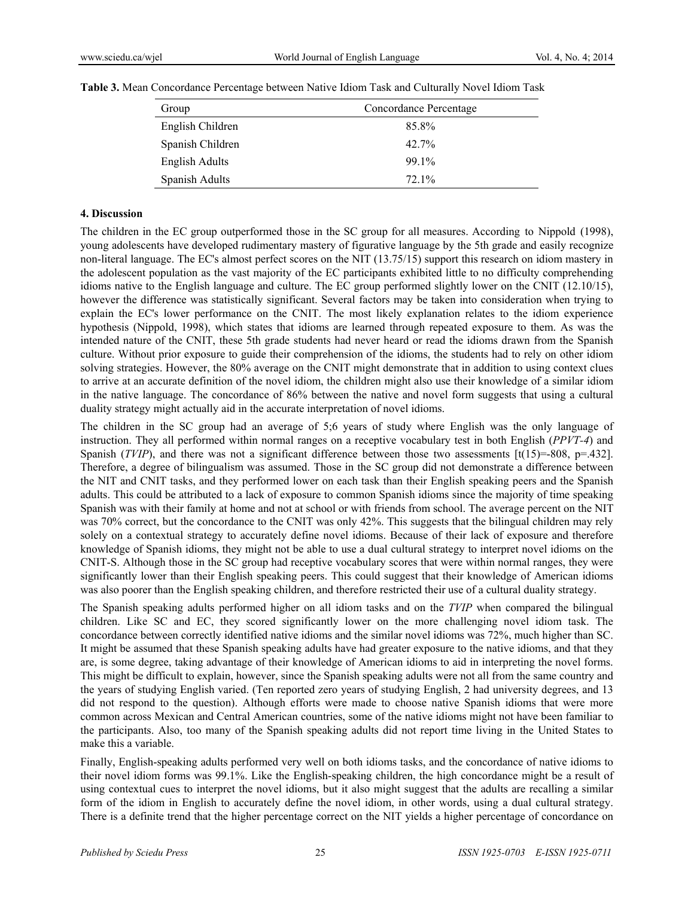**Table 3.** Mean Concordance Percentage between Native Idiom Task and Culturally Novel Idiom Task

| Group | Concordance Percentage |
| --- | --- |
| English Children | 85.8% |
| Spanish Children | 42.7% |
| English Adults | 99.1% |
| Spanish Adults | 72.1% |

**4. Discussion**

The children in the EC group outperformed those in the SC group for all measures. According to Nippold (1998), young adolescents have developed rudimentary mastery of figurative language by the 5th grade and easily recognize non-literal language. The EC's almost perfect scores on the NIT (13.75/15) support this research on idiom mastery in the adolescent population as the vast majority of the EC participants exhibited little to no difficulty comprehending idioms native to the English language and culture. The EC group performed slightly lower on the CNIT (12.10/15), however the difference was statistically significant. Several factors may be taken into consideration when trying to explain the EC's lower performance on the CNIT. The most likely explanation relates to the idiom experience hypothesis (Nippold, 1998), which states that idioms are learned through repeated exposure to them. As was the intended nature of the CNIT, these 5th grade students had never heard or read the idioms drawn from the Spanish culture. Without prior exposure to guide their comprehension of the idioms, the students had to rely on other idiom solving strategies. However, the 80% average on the CNIT might demonstrate that in addition to using context clues to arrive at an accurate definition of the novel idiom, the children might also use their knowledge of a similar idiom in the native language. The concordance of 86% between the native and novel form suggests that using a cultural duality strategy might actually aid in the accurate interpretation of novel idioms.

The children in the SC group had an average of 5;6 years of study where English was the only language of instruction. They all performed within normal ranges on a receptive vocabulary test in both English (*PPVT-4*) and Spanish (*TVIP*), and there was not a significant difference between those two assessments [t(15)=-808, p=.432]. Therefore, a degree of bilingualism was assumed. Those in the SC group did not demonstrate a difference between the NIT and CNIT tasks, and they performed lower on each task than their English speaking peers and the Spanish adults. This could be attributed to a lack of exposure to common Spanish idioms since the majority of time speaking Spanish was with their family at home and not at school or with friends from school. The average percent on the NIT was 70% correct, but the concordance to the CNIT was only 42%. This suggests that the bilingual children may rely solely on a contextual strategy to accurately define novel idioms. Because of their lack of exposure and therefore knowledge of Spanish idioms, they might not be able to use a dual cultural strategy to interpret novel idioms on the CNIT-S. Although those in the SC group had receptive vocabulary scores that were within normal ranges, they were significantly lower than their English speaking peers. This could suggest that their knowledge of American idioms was also poorer than the English speaking children, and therefore restricted their use of a cultural duality strategy.

The Spanish speaking adults performed higher on all idiom tasks and on the *TVIP* when compared the bilingual children. Like SC and EC, they scored significantly lower on the more challenging novel idiom task. The concordance between correctly identified native idioms and the similar novel idioms was 72%, much higher than SC. It might be assumed that these Spanish speaking adults have had greater exposure to the native idioms, and that they are, is some degree, taking advantage of their knowledge of American idioms to aid in interpreting the novel forms. This might be difficult to explain, however, since the Spanish speaking adults were not all from the same country and the years of studying English varied. (Ten reported zero years of studying English, 2 had university degrees, and 13 did not respond to the question). Although efforts were made to choose native Spanish idioms that were more common across Mexican and Central American countries, some of the native idioms might not have been familiar to the participants. Also, too many of the Spanish speaking adults did not report time living in the United States to make this a variable.

Finally, English-speaking adults performed very well on both idioms tasks, and the concordance of native idioms to their novel idiom forms was 99.1%. Like the English-speaking children, the high concordance might be a result of using contextual cues to interpret the novel idioms, but it also might suggest that the adults are recalling a similar form of the idiom in English to accurately define the novel idiom, in other words, using a dual cultural strategy. There is a definite trend that the higher percentage correct on the NIT yields a higher percentage of concordance on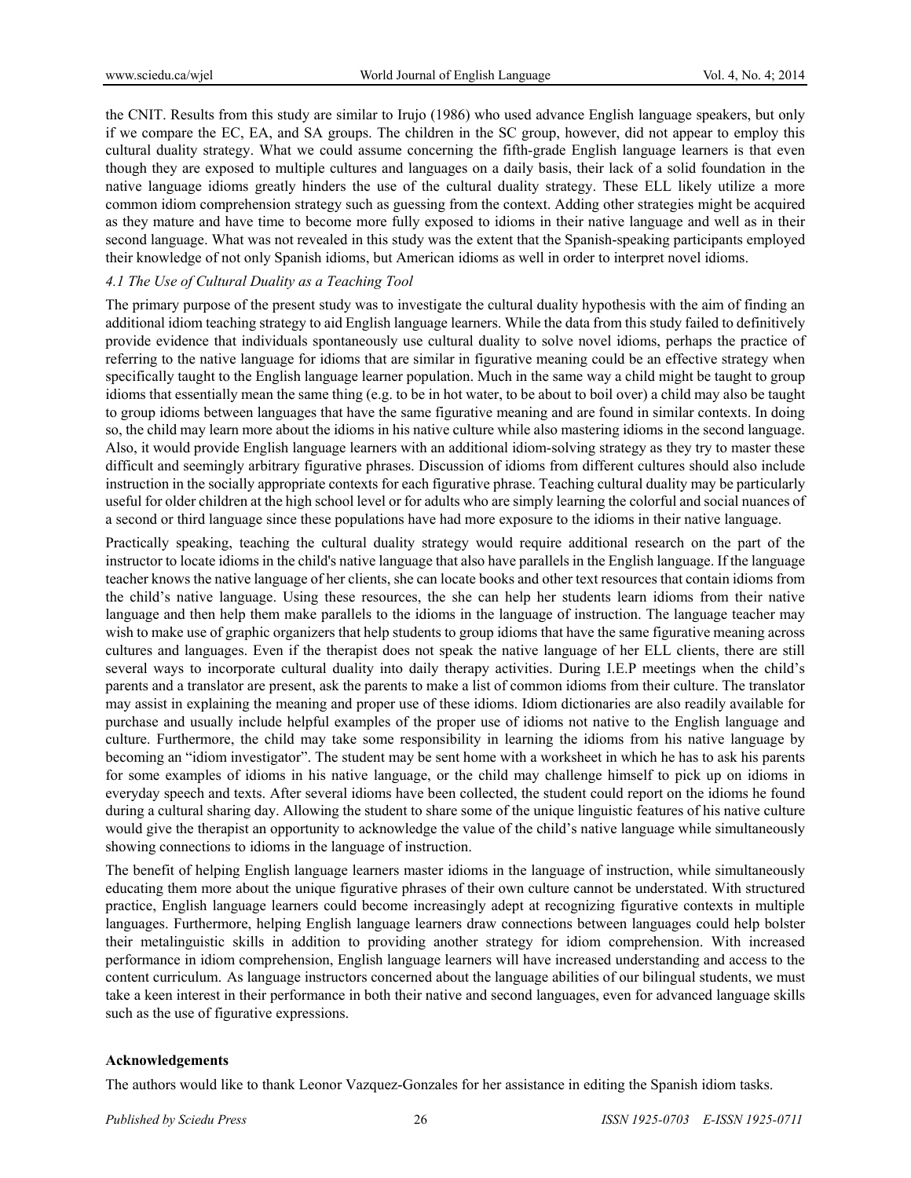the CNIT. Results from this study are similar to Irujo (1986) who used advance English language speakers, but only if we compare the EC, EA, and SA groups. The children in the SC group, however, did not appear to employ this cultural duality strategy. What we could assume concerning the fifth-grade English language learners is that even though they are exposed to multiple cultures and languages on a daily basis, their lack of a solid foundation in the native language idioms greatly hinders the use of the cultural duality strategy. These ELL likely utilize a more common idiom comprehension strategy such as guessing from the context. Adding other strategies might be acquired as they mature and have time to become more fully exposed to idioms in their native language and well as in their second language. What was not revealed in this study was the extent that the Spanish-speaking participants employed their knowledge of not only Spanish idioms, but American idioms as well in order to interpret novel idioms.

### *4.1 The Use of Cultural Duality as a Teaching Tool*

The primary purpose of the present study was to investigate the cultural duality hypothesis with the aim of finding an additional idiom teaching strategy to aid English language learners. While the data from this study failed to definitively provide evidence that individuals spontaneously use cultural duality to solve novel idioms, perhaps the practice of referring to the native language for idioms that are similar in figurative meaning could be an effective strategy when specifically taught to the English language learner population. Much in the same way a child might be taught to group idioms that essentially mean the same thing (e.g. to be in hot water, to be about to boil over) a child may also be taught to group idioms between languages that have the same figurative meaning and are found in similar contexts. In doing so, the child may learn more about the idioms in his native culture while also mastering idioms in the second language. Also, it would provide English language learners with an additional idiom-solving strategy as they try to master these difficult and seemingly arbitrary figurative phrases. Discussion of idioms from different cultures should also include instruction in the socially appropriate contexts for each figurative phrase. Teaching cultural duality may be particularly useful for older children at the high school level or for adults who are simply learning the colorful and social nuances of a second or third language since these populations have had more exposure to the idioms in their native language.

Practically speaking, teaching the cultural duality strategy would require additional research on the part of the instructor to locate idioms in the child's native language that also have parallels in the English language. If the language teacher knows the native language of her clients, she can locate books and other text resources that contain idioms from the child's native language. Using these resources, the she can help her students learn idioms from their native language and then help them make parallels to the idioms in the language of instruction. The language teacher may wish to make use of graphic organizers that help students to group idioms that have the same figurative meaning across cultures and languages. Even if the therapist does not speak the native language of her ELL clients, there are still several ways to incorporate cultural duality into daily therapy activities. During I.E.P meetings when the child's parents and a translator are present, ask the parents to make a list of common idioms from their culture. The translator may assist in explaining the meaning and proper use of these idioms. Idiom dictionaries are also readily available for purchase and usually include helpful examples of the proper use of idioms not native to the English language and culture. Furthermore, the child may take some responsibility in learning the idioms from his native language by becoming an "idiom investigator". The student may be sent home with a worksheet in which he has to ask his parents for some examples of idioms in his native language, or the child may challenge himself to pick up on idioms in everyday speech and texts. After several idioms have been collected, the student could report on the idioms he found during a cultural sharing day. Allowing the student to share some of the unique linguistic features of his native culture would give the therapist an opportunity to acknowledge the value of the child's native language while simultaneously showing connections to idioms in the language of instruction.

The benefit of helping English language learners master idioms in the language of instruction, while simultaneously educating them more about the unique figurative phrases of their own culture cannot be understated. With structured practice, English language learners could become increasingly adept at recognizing figurative contexts in multiple languages. Furthermore, helping English language learners draw connections between languages could help bolster their metalinguistic skills in addition to providing another strategy for idiom comprehension. With increased performance in idiom comprehension, English language learners will have increased understanding and access to the content curriculum. As language instructors concerned about the language abilities of our bilingual students, we must take a keen interest in their performance in both their native and second languages, even for advanced language skills such as the use of figurative expressions.

## Acknowledgements

The authors would like to thank Leonor Vazquez-Gonzales for her assistance in editing the Spanish idiom tasks.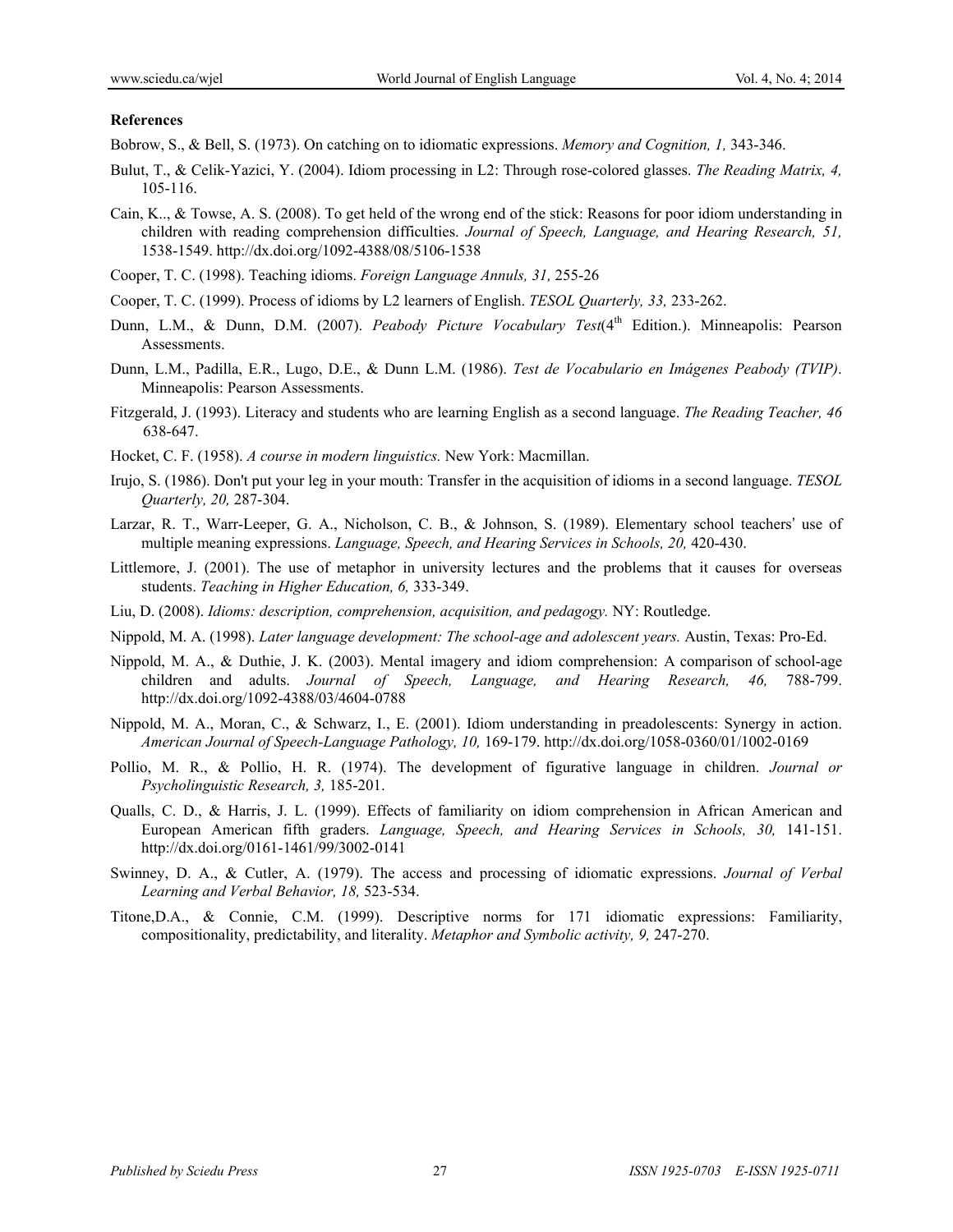**References**

Bobrow, S., & Bell, S. (1973). On catching on to idiomatic expressions. *Memory and Cognition, 1,* 343-346.

Bulut, T., & Celik-Yazici, Y. (2004). Idiom processing in L2: Through rose-colored glasses. *The Reading Matrix, 4,* 105-116.

Cain, K.., & Towse, A. S. (2008). To get held of the wrong end of the stick: Reasons for poor idiom understanding in children with reading comprehension difficulties. *Journal of Speech, Language, and Hearing Research, 51,* 1538-1549. http://dx.doi.org/1092-4388/08/5106-1538

Cooper, T. C. (1998). Teaching idioms. *Foreign Language Annuls, 31,* 255-26

Cooper, T. C. (1999). Process of idioms by L2 learners of English. *TESOL Quarterly, 33,* 233-262.

Dunn, L.M., & Dunn, D.M. (2007). *Peabody Picture Vocabulary Test*(4th Edition.). Minneapolis: Pearson Assessments.

Dunn, L.M., Padilla, E.R., Lugo, D.E., & Dunn L.M. (1986). *Test de Vocabulario en Imágenes Peabody (TVIP)*. Minneapolis: Pearson Assessments.

Fitzgerald, J. (1993). Literacy and students who are learning English as a second language. *The Reading Teacher, 46* 638-647.

Hocket, C. F. (1958). *A course in modern linguistics.* New York: Macmillan.

Irujo, S. (1986). Don't put your leg in your mouth: Transfer in the acquisition of idioms in a second language. *TESOL Quarterly, 20,* 287-304.

Larzar, R. T., Warr-Leeper, G. A., Nicholson, C. B., & Johnson, S. (1989). Elementary school teachers' use of multiple meaning expressions. *Language, Speech, and Hearing Services in Schools, 20,* 420-430.

Littlemore, J. (2001). The use of metaphor in university lectures and the problems that it causes for overseas students. *Teaching in Higher Education, 6,* 333-349.

Liu, D. (2008). *Idioms: description, comprehension, acquisition, and pedagogy.* NY: Routledge.

Nippold, M. A. (1998). *Later language development: The school-age and adolescent years.* Austin, Texas: Pro-Ed.

Nippold, M. A., & Duthie, J. K. (2003). Mental imagery and idiom comprehension: A comparison of school-age children and adults. *Journal of Speech, Language, and Hearing Research, 46,* 788-799. http://dx.doi.org/1092-4388/03/4604-0788

Nippold, M. A., Moran, C., & Schwarz, I., E. (2001). Idiom understanding in preadolescents: Synergy in action. *American Journal of Speech-Language Pathology, 10,* 169-179. http://dx.doi.org/1058-0360/01/1002-0169

Pollio, M. R., & Pollio, H. R. (1974). The development of figurative language in children. *Journal or Psycholinguistic Research, 3,* 185-201.

Qualls, C. D., & Harris, J. L. (1999). Effects of familiarity on idiom comprehension in African American and European American fifth graders. *Language, Speech, and Hearing Services in Schools, 30,* 141-151. http://dx.doi.org/0161-1461/99/3002-0141

Swinney, D. A., & Cutler, A. (1979). The access and processing of idiomatic expressions. *Journal of Verbal Learning and Verbal Behavior, 18,* 523-534.

Titone,D.A., & Connie, C.M. (1999). Descriptive norms for 171 idiomatic expressions: Familiarity, compositionality, predictability, and literality. *Metaphor and Symbolic activity, 9,* 247-270.